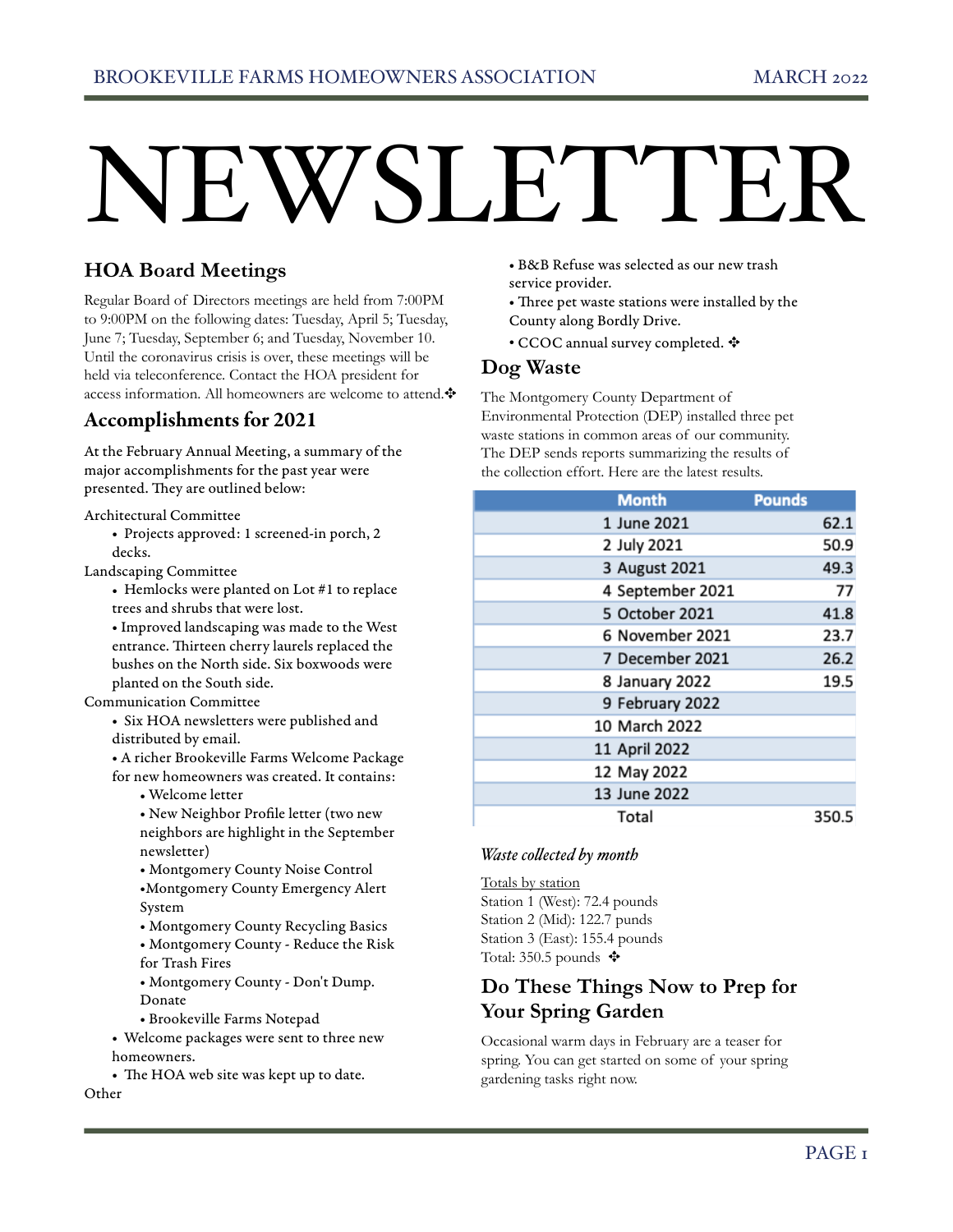BROOKEVILLE FARMS HOMEOWNERS ASSOCIATION — MARCH 2022

# NEWSLETTER

## HOA Board Meetings

Regular Board of Directors meetings are held from 7:00PM to 9:00PM on the following dates: Tuesday, April 5; Tuesday, June 7; Tuesday, September 6; and Tuesday, November 10. Until the coronavirus crisis is over, these meetings will be held via teleconference. Contact the HOA president for access information. All homeowners are welcome to attend.❖

## Accomplishments for 2021

At the February Annual Meeting, a summary of the major accomplishments for the past year were presented. They are outlined below:

Architectural Committee

- Projects approved: 1 screened-in porch, 2 decks.

Landscaping Committee

- Hemlocks were planted on Lot #1 to replace trees and shrubs that were lost.
- Improved landscaping was made to the West entrance. Thirteen cherry laurels replaced the bushes on the North side. Six boxwoods were planted on the South side.

Communication Committee

- Six HOA newsletters were published and distributed by email.
- A richer Brookeville Farms Welcome Package for new homeowners was created. It contains:
  - Welcome letter
  - New Neighbor Profile letter (two new neighbors are highlight in the September newsletter)
  - Montgomery County Noise Control
  - Montgomery County Emergency Alert System
  - Montgomery County Recycling Basics
  - Montgomery County - Reduce the Risk for Trash Fires
  - Montgomery County - Don't Dump. Donate
  - Brookeville Farms Notepad
- Welcome packages were sent to three new homeowners.
- The HOA web site was kept up to date.

Other

- B&B Refuse was selected as our new trash service provider.
- Three pet waste stations were installed by the County along Bordly Drive.
- CCOC annual survey completed. ❖

## Dog Waste

The Montgomery County Department of Environmental Protection (DEP) installed three pet waste stations in common areas of our community. The DEP sends reports summarizing the results of the collection effort. Here are the latest results.

| | Month | Pounds |
|---|---|---|
| 1 | June 2021 | 62.1 |
| 2 | July 2021 | 50.9 |
| 3 | August 2021 | 49.3 |
| 4 | September 2021 | 77 |
| 5 | October 2021 | 41.8 |
| 6 | November 2021 | 23.7 |
| 7 | December 2021 | 26.2 |
| 8 | January 2022 | 19.5 |
| 9 | February 2022 | |
| 10 | March 2022 | |
| 11 | April 2022 | |
| 12 | May 2022 | |
| 13 | June 2022 | |
| | Total | 350.5 |

*Waste collected by month*

Totals by station
Station 1 (West): 72.4 pounds
Station 2 (Mid): 122.7 punds
Station 3 (East): 155.4 pounds
Total: 350.5 pounds ❖

## Do These Things Now to Prep for Your Spring Garden

Occasional warm days in February are a teaser for spring. You can get started on some of your spring gardening tasks right now.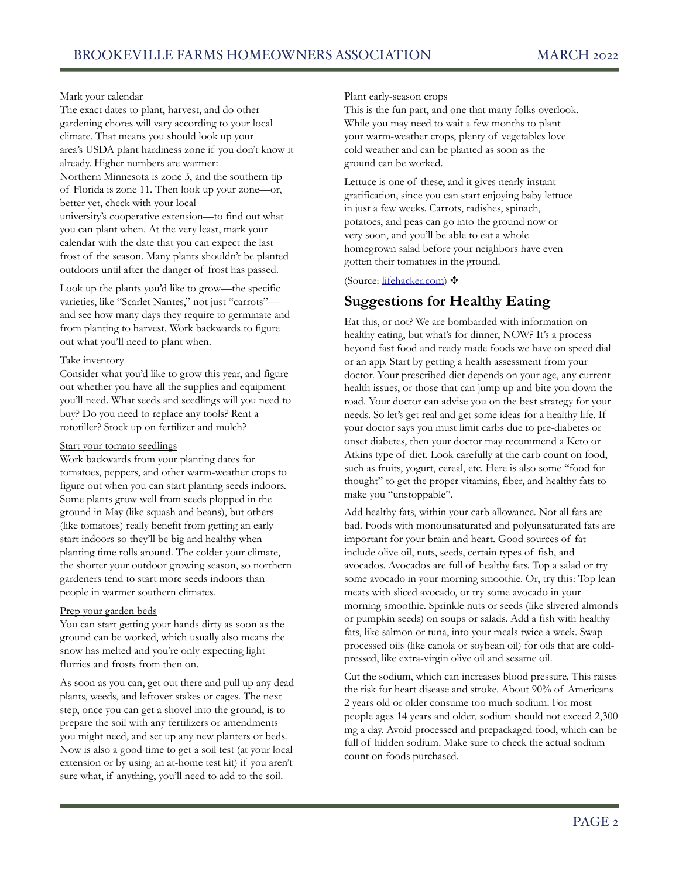Mark your calendar

The exact dates to plant, harvest, and do other gardening chores will vary according to your local climate. That means you should look up your area's USDA plant hardiness zone if you don't know it already. Higher numbers are warmer: Northern Minnesota is zone 3, and the southern tip of Florida is zone 11. Then look up your zone—or, better yet, check with your local university's cooperative extension—to find out what you can plant when. At the very least, mark your calendar with the date that you can expect the last frost of the season. Many plants shouldn't be planted outdoors until after the danger of frost has passed.

Look up the plants you'd like to grow—the specific varieties, like "Scarlet Nantes," not just "carrots"—and see how many days they require to germinate and from planting to harvest. Work backwards to figure out what you'll need to plant when.

Take inventory

Consider what you'd like to grow this year, and figure out whether you have all the supplies and equipment you'll need. What seeds and seedlings will you need to buy? Do you need to replace any tools? Rent a rototiller? Stock up on fertilizer and mulch?

Start your tomato seedlings

Work backwards from your planting dates for tomatoes, peppers, and other warm-weather crops to figure out when you can start planting seeds indoors. Some plants grow well from seeds plopped in the ground in May (like squash and beans), but others (like tomatoes) really benefit from getting an early start indoors so they'll be big and healthy when planting time rolls around. The colder your climate, the shorter your outdoor growing season, so northern gardeners tend to start more seeds indoors than people in warmer southern climates.

Prep your garden beds

You can start getting your hands dirty as soon as the ground can be worked, which usually also means the snow has melted and you're only expecting light flurries and frosts from then on.

As soon as you can, get out there and pull up any dead plants, weeds, and leftover stakes or cages. The next step, once you can get a shovel into the ground, is to prepare the soil with any fertilizers or amendments you might need, and set up any new planters or beds. Now is also a good time to get a soil test (at your local extension or by using an at-home test kit) if you aren't sure what, if anything, you'll need to add to the soil.

Plant early-season crops

This is the fun part, and one that many folks overlook. While you may need to wait a few months to plant your warm-weather crops, plenty of vegetables love cold weather and can be planted as soon as the ground can be worked.

Lettuce is one of these, and it gives nearly instant gratification, since you can start enjoying baby lettuce in just a few weeks. Carrots, radishes, spinach, potatoes, and peas can go into the ground now or very soon, and you'll be able to eat a whole homegrown salad before your neighbors have even gotten their tomatoes in the ground.

(Source: lifehacker.com) ❖

## Suggestions for Healthy Eating

Eat this, or not? We are bombarded with information on healthy eating, but what's for dinner, NOW? It's a process beyond fast food and ready made foods we have on speed dial or an app. Start by getting a health assessment from your doctor. Your prescribed diet depends on your age, any current health issues, or those that can jump up and bite you down the road. Your doctor can advise you on the best strategy for your needs. So let's get real and get some ideas for a healthy life. If your doctor says you must limit carbs due to pre-diabetes or onset diabetes, then your doctor may recommend a Keto or Atkins type of diet. Look carefully at the carb count on food, such as fruits, yogurt, cereal, etc. Here is also some "food for thought" to get the proper vitamins, fiber, and healthy fats to make you "unstoppable".

Add healthy fats, within your carb allowance. Not all fats are bad. Foods with monounsaturated and polyunsaturated fats are important for your brain and heart. Good sources of fat include olive oil, nuts, seeds, certain types of fish, and avocados. Avocados are full of healthy fats. Top a salad or try some avocado in your morning smoothie. Or, try this: Top lean meats with sliced avocado, or try some avocado in your morning smoothie. Sprinkle nuts or seeds (like slivered almonds or pumpkin seeds) on soups or salads. Add a fish with healthy fats, like salmon or tuna, into your meals twice a week. Swap processed oils (like canola or soybean oil) for oils that are cold-pressed, like extra-virgin olive oil and sesame oil.

Cut the sodium, which can increases blood pressure. This raises the risk for heart disease and stroke. About 90% of Americans 2 years old or older consume too much sodium. For most people ages 14 years and older, sodium should not exceed 2,300 mg a day. Avoid processed and prepackaged food, which can be full of hidden sodium. Make sure to check the actual sodium count on foods purchased.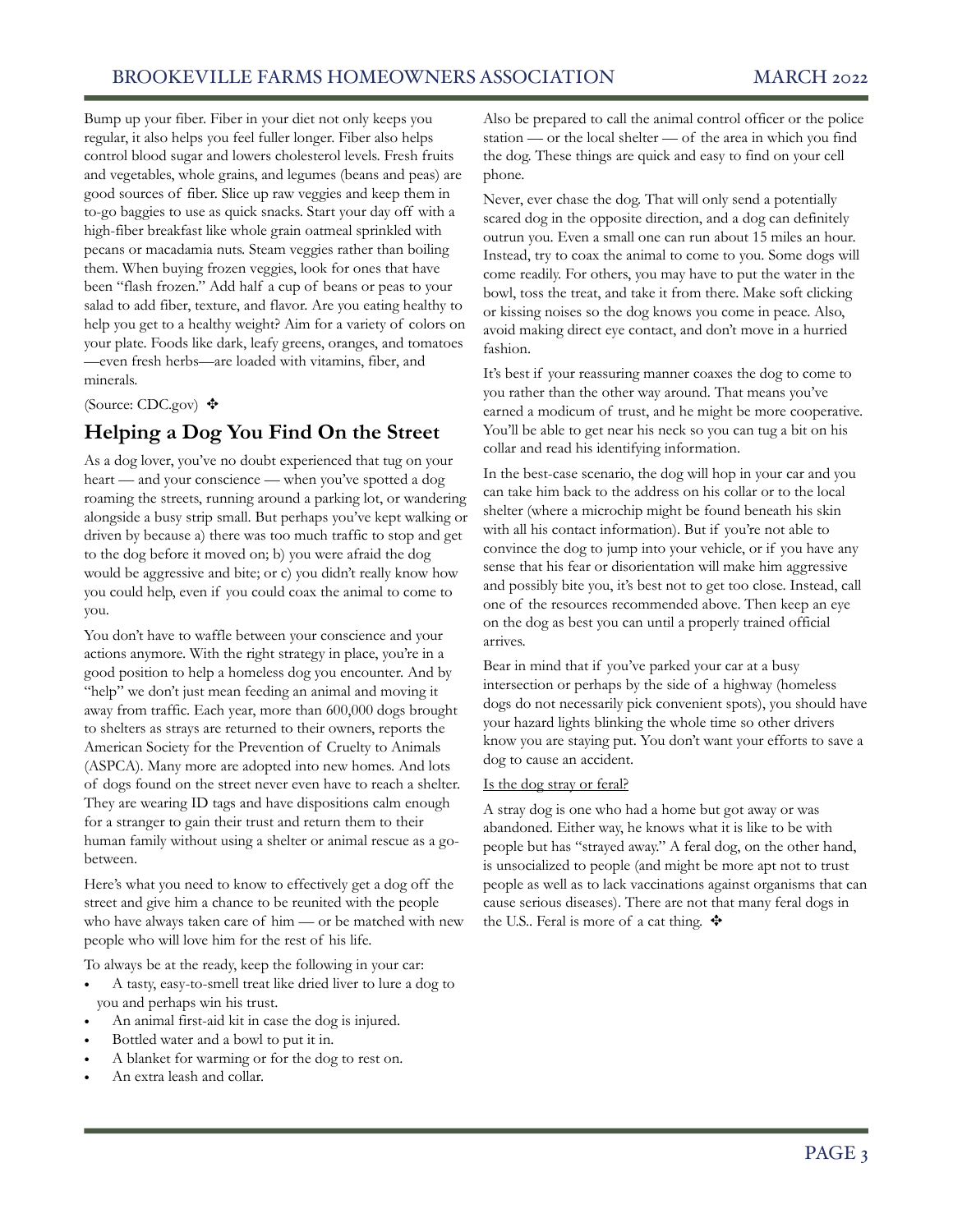Bump up your fiber. Fiber in your diet not only keeps you regular, it also helps you feel fuller longer. Fiber also helps control blood sugar and lowers cholesterol levels. Fresh fruits and vegetables, whole grains, and legumes (beans and peas) are good sources of fiber. Slice up raw veggies and keep them in to-go baggies to use as quick snacks. Start your day off with a high-fiber breakfast like whole grain oatmeal sprinkled with pecans or macadamia nuts. Steam veggies rather than boiling them. When buying frozen veggies, look for ones that have been "flash frozen." Add half a cup of beans or peas to your salad to add fiber, texture, and flavor. Are you eating healthy to help you get to a healthy weight? Aim for a variety of colors on your plate. Foods like dark, leafy greens, oranges, and tomatoes —even fresh herbs—are loaded with vitamins, fiber, and minerals.

(Source: CDC.gov) ✥

## Helping a Dog You Find On the Street

As a dog lover, you've no doubt experienced that tug on your heart — and your conscience — when you've spotted a dog roaming the streets, running around a parking lot, or wandering alongside a busy strip small. But perhaps you've kept walking or driven by because a) there was too much traffic to stop and get to the dog before it moved on; b) you were afraid the dog would be aggressive and bite; or c) you didn't really know how you could help, even if you could coax the animal to come to you.

You don't have to waffle between your conscience and your actions anymore. With the right strategy in place, you're in a good position to help a homeless dog you encounter. And by "help" we don't just mean feeding an animal and moving it away from traffic. Each year, more than 600,000 dogs brought to shelters as strays are returned to their owners, reports the American Society for the Prevention of Cruelty to Animals (ASPCA). Many more are adopted into new homes. And lots of dogs found on the street never even have to reach a shelter. They are wearing ID tags and have dispositions calm enough for a stranger to gain their trust and return them to their human family without using a shelter or animal rescue as a go-between.

Here's what you need to know to effectively get a dog off the street and give him a chance to be reunited with the people who have always taken care of him — or be matched with new people who will love him for the rest of his life.

To always be at the ready, keep the following in your car:

- A tasty, easy-to-smell treat like dried liver to lure a dog to you and perhaps win his trust.
- An animal first-aid kit in case the dog is injured.
- Bottled water and a bowl to put it in.
- A blanket for warming or for the dog to rest on.
- An extra leash and collar.

Also be prepared to call the animal control officer or the police station — or the local shelter — of the area in which you find the dog. These things are quick and easy to find on your cell phone.

Never, ever chase the dog. That will only send a potentially scared dog in the opposite direction, and a dog can definitely outrun you. Even a small one can run about 15 miles an hour. Instead, try to coax the animal to come to you. Some dogs will come readily. For others, you may have to put the water in the bowl, toss the treat, and take it from there. Make soft clicking or kissing noises so the dog knows you come in peace. Also, avoid making direct eye contact, and don't move in a hurried fashion.

It's best if your reassuring manner coaxes the dog to come to you rather than the other way around. That means you've earned a modicum of trust, and he might be more cooperative. You'll be able to get near his neck so you can tug a bit on his collar and read his identifying information.

In the best-case scenario, the dog will hop in your car and you can take him back to the address on his collar or to the local shelter (where a microchip might be found beneath his skin with all his contact information). But if you're not able to convince the dog to jump into your vehicle, or if you have any sense that his fear or disorientation will make him aggressive and possibly bite you, it's best not to get too close. Instead, call one of the resources recommended above. Then keep an eye on the dog as best you can until a properly trained official arrives.

Bear in mind that if you've parked your car at a busy intersection or perhaps by the side of a highway (homeless dogs do not necessarily pick convenient spots), you should have your hazard lights blinking the whole time so other drivers know you are staying put. You don't want your efforts to save a dog to cause an accident.

<u>Is the dog stray or feral?</u>

A stray dog is one who had a home but got away or was abandoned. Either way, he knows what it is like to be with people but has "strayed away." A feral dog, on the other hand, is unsocialized to people (and might be more apt not to trust people as well as to lack vaccinations against organisms that can cause serious diseases). There are not that many feral dogs in the U.S.. Feral is more of a cat thing. ✥